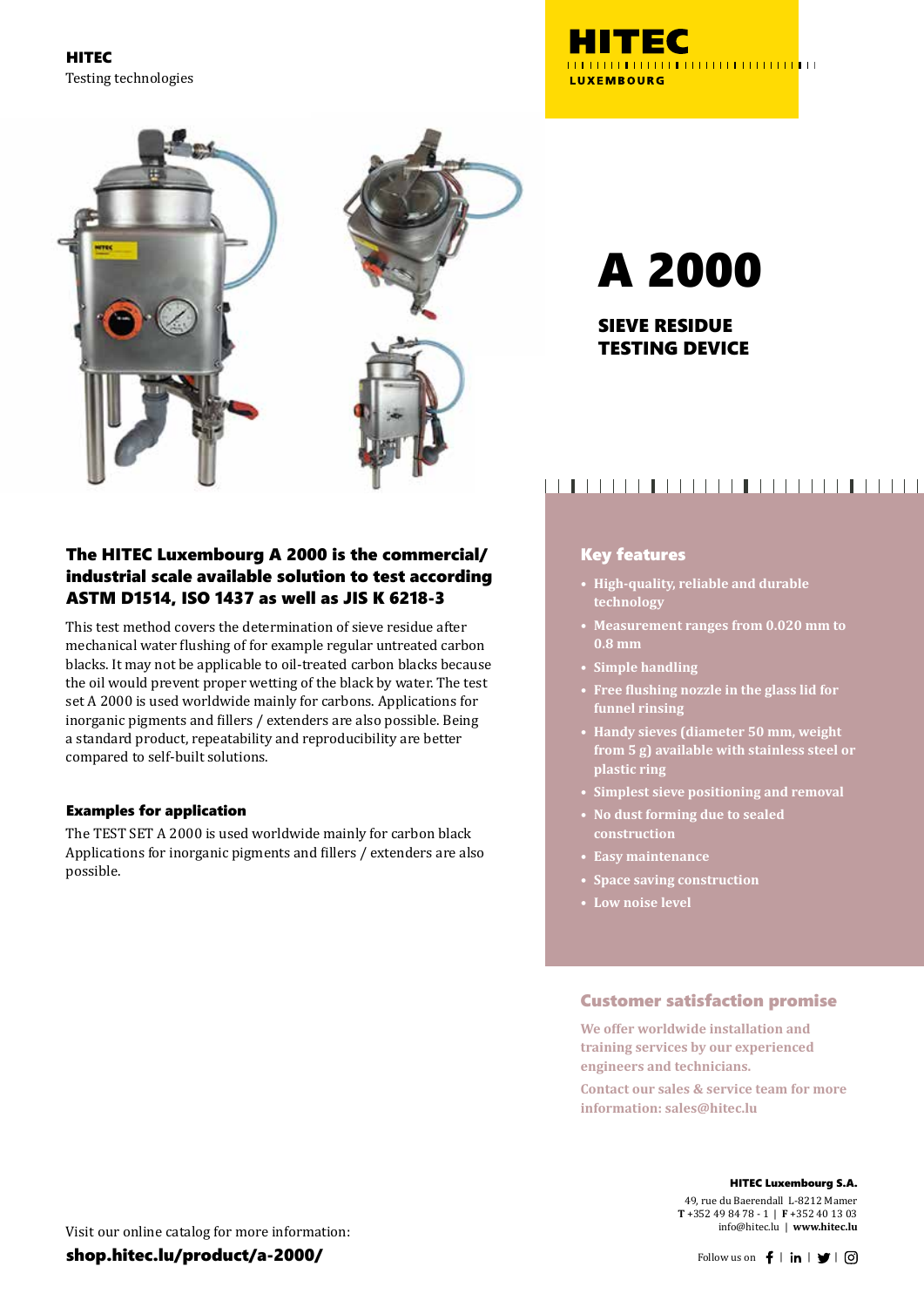HITEC
Testing technologies

HITEC LUXEMBOURG

# A 2000

## SIEVE RESIDUE TESTING DEVICE

### The HITEC Luxembourg A 2000 is the commercial/ industrial scale available solution to test according ASTM D1514, ISO 1437 as well as JIS K 6218-3

This test method covers the determination of sieve residue after mechanical water flushing of for example regular untreated carbon blacks. It may not be applicable to oil-treated carbon blacks because the oil would prevent proper wetting of the black by water. The test set A 2000 is used worldwide mainly for carbons. Applications for inorganic pigments and fillers / extenders are also possible. Being a standard product, repeatability and reproducibility are better compared to self-built solutions.

### Examples for application

The TEST SET A 2000 is used worldwide mainly for carbon black Applications for inorganic pigments and fillers / extenders are also possible.

### Key features

- High-quality, reliable and durable technology
- Measurement ranges from 0.020 mm to 0.8 mm
- Simple handling
- Free flushing nozzle in the glass lid for funnel rinsing
- Handy sieves (diameter 50 mm, weight from 5 g) available with stainless steel or plastic ring
- Simplest sieve positioning and removal
- No dust forming due to sealed construction
- Easy maintenance
- Space saving construction
- Low noise level

### Customer satisfaction promise

We offer worldwide installation and training services by our experienced engineers and technicians.

Contact our sales & service team for more information: sales@hitec.lu

Visit our online catalog for more information:
**shop.hitec.lu/product/a-2000/**

**HITEC Luxembourg S.A.**
49, rue du Baerendall L-8212 Mamer
**T** +352 49 84 78 - 1 | **F** +352 40 13 03
info@hitec.lu | **www.hitec.lu**

Follow us on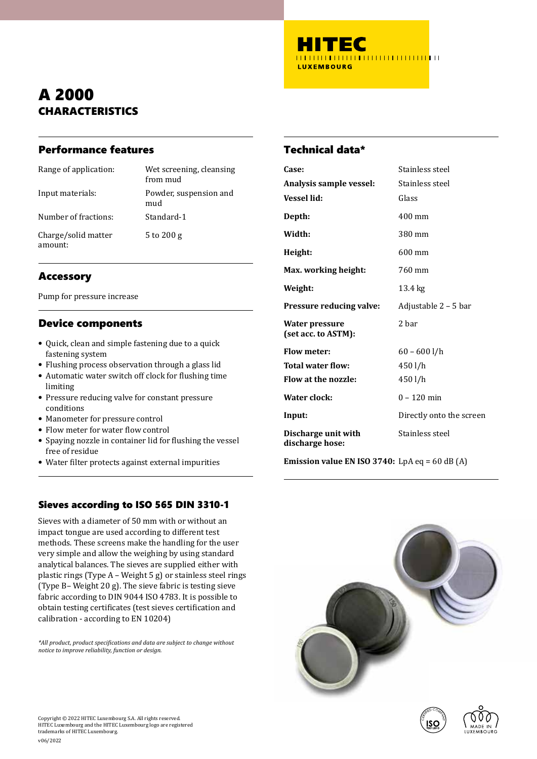# A 2000

## CHARACTERISTICS

### Performance features

| | |
|---|---|
| Range of application: | Wet screening, cleansing from mud |
| Input materials: | Powder, suspension and mud |
| Number of fractions: | Standard-1 |
| Charge/solid matter amount: | 5 to 200 g |

### Accessory

Pump for pressure increase

### Device components

- Quick, clean and simple fastening due to a quick fastening system
- Flushing process observation through a glass lid
- Automatic water switch off clock for flushing time limiting
- Pressure reducing valve for constant pressure conditions
- Manometer for pressure control
- Flow meter for water flow control
- Spaying nozzle in container lid for flushing the vessel free of residue
- Water filter protects against external impurities

### Sieves according to ISO 565 DIN 3310-1

Sieves with a diameter of 50 mm with or without an impact tongue are used according to different test methods. These screens make the handling for the user very simple and allow the weighing by using standard analytical balances. The sieves are supplied either with plastic rings (Type A – Weight 5 g) or stainless steel rings (Type B– Weight 20 g). The sieve fabric is testing sieve fabric according to DIN 9044 ISO 4783. It is possible to obtain testing certificates (test sieves certification and calibration - according to EN 10204)

*\*All product, product specifications and data are subject to change without notice to improve reliability, function or design.*

### Technical data*

| | |
|---|---|
| **Case:** | Stainless steel |
| **Analysis sample vessel:** | Stainless steel |
| **Vessel lid:** | Glass |
| **Depth:** | 400 mm |
| **Width:** | 380 mm |
| **Height:** | 600 mm |
| **Max. working height:** | 760 mm |
| **Weight:** | 13.4 kg |
| **Pressure reducing valve:** | Adjustable 2 – 5 bar |
| **Water pressure (set acc. to ASTM):** | 2 bar |
| **Flow meter:** | 60 – 600 l/h |
| **Total water flow:** | 450 l/h |
| **Flow at the nozzle:** | 450 l/h |
| **Water clock:** | 0 – 120 min |
| **Input:** | Directly onto the screen |
| **Discharge unit with discharge hose:** | Stainless steel |
| **Emission value EN ISO 3740:** | LpA eq = 60 dB (A) |

Copyright © 2022 HITEC Luxembourg S.A. All rights reserved.
HITEC Luxembourg and the HITEC Luxembourg logo are registered trademarks of HITEC Luxembourg.

v06/2022